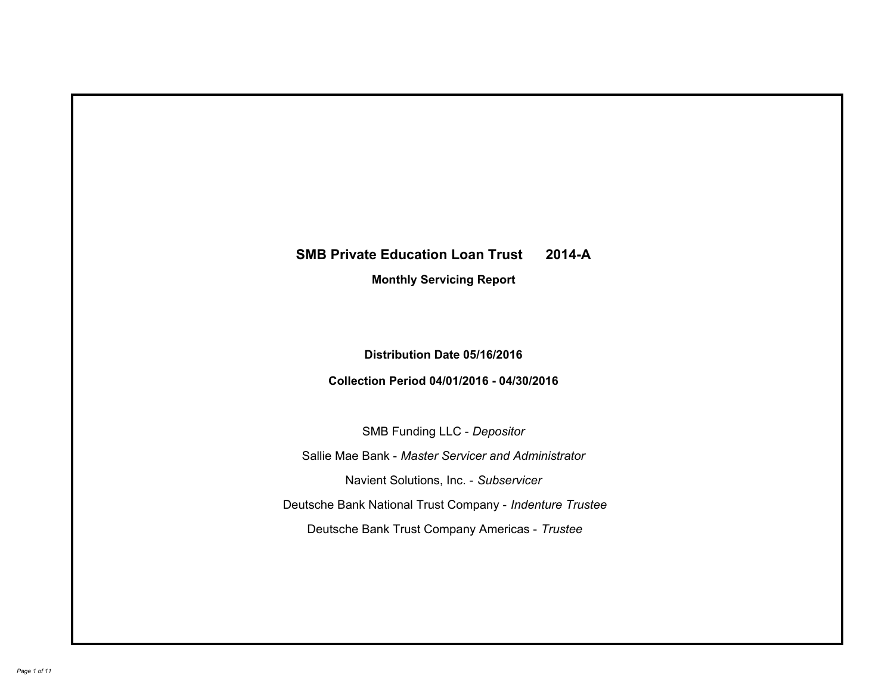# SMB Private Education Loan Trust 2014-A

## Monthly Servicing Report

**Distribution Date 05/16/2016**

**Collection Period 04/01/2016 - 04/30/2016**

SMB Funding LLC - *Depositor*

Sallie Mae Bank - *Master Servicer and Administrator*

Navient Solutions, Inc. - *Subservicer*

Deutsche Bank National Trust Company - *Indenture Trustee*

Deutsche Bank Trust Company Americas - *Trustee*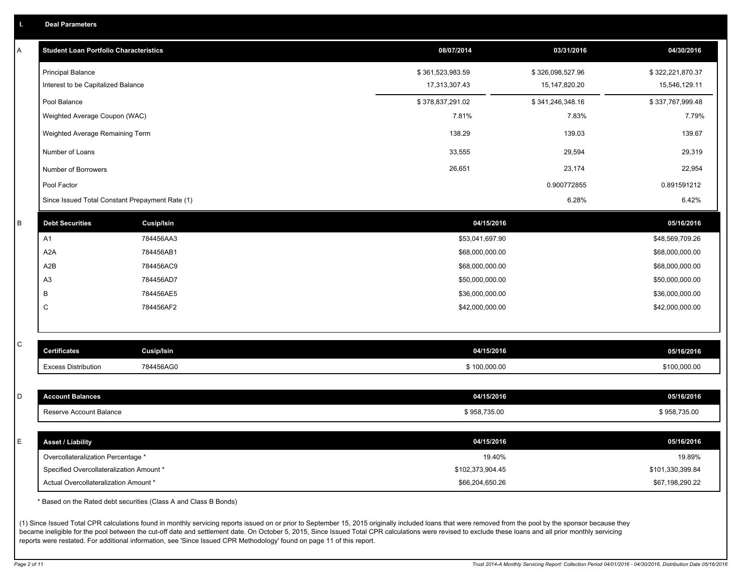## I. Deal Parameters

### A

| Student Loan Portfolio Characteristics | 08/07/2014 | 03/31/2016 | 04/30/2016 |
|---|---|---|---|
| Principal Balance | $ 361,523,983.59 | $ 326,098,527.96 | $ 322,221,870.37 |
| Interest to be Capitalized Balance | 17,313,307.43 | 15,147,820.20 | 15,546,129.11 |
| Pool Balance | $ 378,837,291.02 | $ 341,246,348.16 | $ 337,767,999.48 |
| Weighted Average Coupon (WAC) | 7.81% | 7.83% | 7.79% |
| Weighted Average Remaining Term | 138.29 | 139.03 | 139.67 |
| Number of Loans | 33,555 | 29,594 | 29,319 |
| Number of Borrowers | 26,651 | 23,174 | 22,954 |
| Pool Factor | | 0.900772855 | 0.891591212 |
| Since Issued Total Constant Prepayment Rate (1) | | 6.28% | 6.42% |

### B

| Debt Securities | Cusip/Isin | 04/15/2016 | 05/16/2016 |
|---|---|---|---|
| A1 | 784456AA3 | $53,041,697.90 | $48,569,709.26 |
| A2A | 784456AB1 | $68,000,000.00 | $68,000,000.00 |
| A2B | 784456AC9 | $68,000,000.00 | $68,000,000.00 |
| A3 | 784456AD7 | $50,000,000.00 | $50,000,000.00 |
| B | 784456AE5 | $36,000,000.00 | $36,000,000.00 |
| C | 784456AF2 | $42,000,000.00 | $42,000,000.00 |

### C

| Certificates | Cusip/Isin | 04/15/2016 | 05/16/2016 |
|---|---|---|---|
| Excess Distribution | 784456AG0 | $ 100,000.00 | $100,000.00 |

### D

| Account Balances | 04/15/2016 | 05/16/2016 |
|---|---|---|
| Reserve Account Balance | $ 958,735.00 | $ 958,735.00 |

### E

| Asset / Liability | 04/15/2016 | 05/16/2016 |
|---|---|---|
| Overcollateralization Percentage * | 19.40% | 19.89% |
| Specified Overcollateralization Amount * | $102,373,904.45 | $101,330,399.84 |
| Actual Overcollateralization Amount * | $66,204,650.26 | $67,198,290.22 |

* Based on the Rated debt securities (Class A and Class B Bonds)

(1) Since Issued Total CPR calculations found in monthly servicing reports issued on or prior to September 15, 2015 originally included loans that were removed from the pool by the sponsor because they became ineligible for the pool between the cut-off date and settlement date. On October 5, 2015, Since Issued Total CPR calculations were revised to exclude these loans and all prior monthly servicing reports were restated. For additional information, see 'Since Issued CPR Methodology' found on page 11 of this report.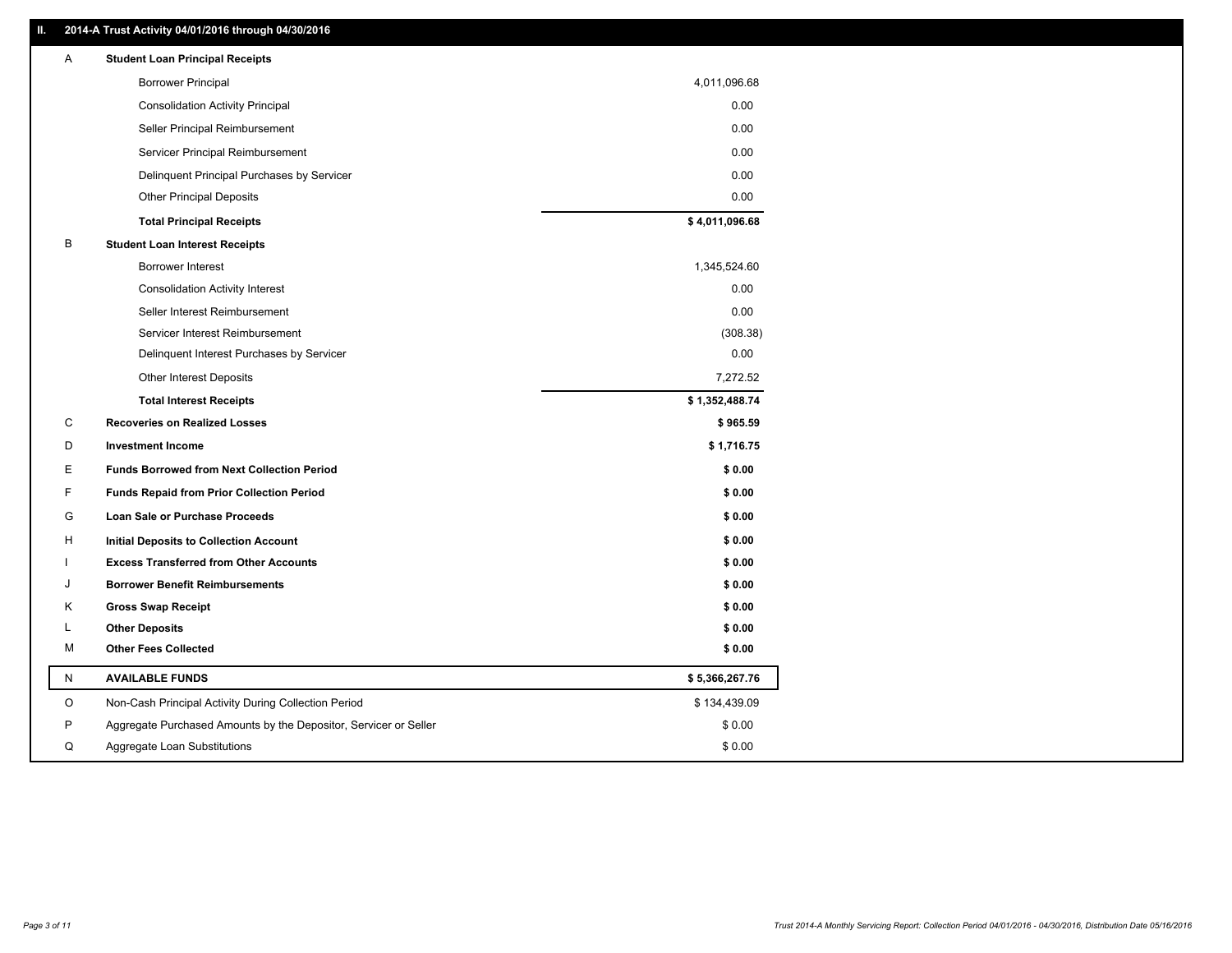## II. 2014-A Trust Activity 04/01/2016 through 04/30/2016

| | | |
|---|---|---|
| A | **Student Loan Principal Receipts** | |
| | Borrower Principal | 4,011,096.68 |
| | Consolidation Activity Principal | 0.00 |
| | Seller Principal Reimbursement | 0.00 |
| | Servicer Principal Reimbursement | 0.00 |
| | Delinquent Principal Purchases by Servicer | 0.00 |
| | Other Principal Deposits | 0.00 |
| | **Total Principal Receipts** | **$ 4,011,096.68** |
| B | **Student Loan Interest Receipts** | |
| | Borrower Interest | 1,345,524.60 |
| | Consolidation Activity Interest | 0.00 |
| | Seller Interest Reimbursement | 0.00 |
| | Servicer Interest Reimbursement | (308.38) |
| | Delinquent Interest Purchases by Servicer | 0.00 |
| | Other Interest Deposits | 7,272.52 |
| | **Total Interest Receipts** | **$ 1,352,488.74** |
| C | **Recoveries on Realized Losses** | **$ 965.59** |
| D | **Investment Income** | **$ 1,716.75** |
| E | **Funds Borrowed from Next Collection Period** | **$ 0.00** |
| F | **Funds Repaid from Prior Collection Period** | **$ 0.00** |
| G | **Loan Sale or Purchase Proceeds** | **$ 0.00** |
| H | **Initial Deposits to Collection Account** | **$ 0.00** |
| I | **Excess Transferred from Other Accounts** | **$ 0.00** |
| J | **Borrower Benefit Reimbursements** | **$ 0.00** |
| K | **Gross Swap Receipt** | **$ 0.00** |
| L | **Other Deposits** | **$ 0.00** |
| M | **Other Fees Collected** | **$ 0.00** |
| N | **AVAILABLE FUNDS** | **$ 5,366,267.76** |
| O | Non-Cash Principal Activity During Collection Period | $ 134,439.09 |
| P | Aggregate Purchased Amounts by the Depositor, Servicer or Seller | $ 0.00 |
| Q | Aggregate Loan Substitutions | $ 0.00 |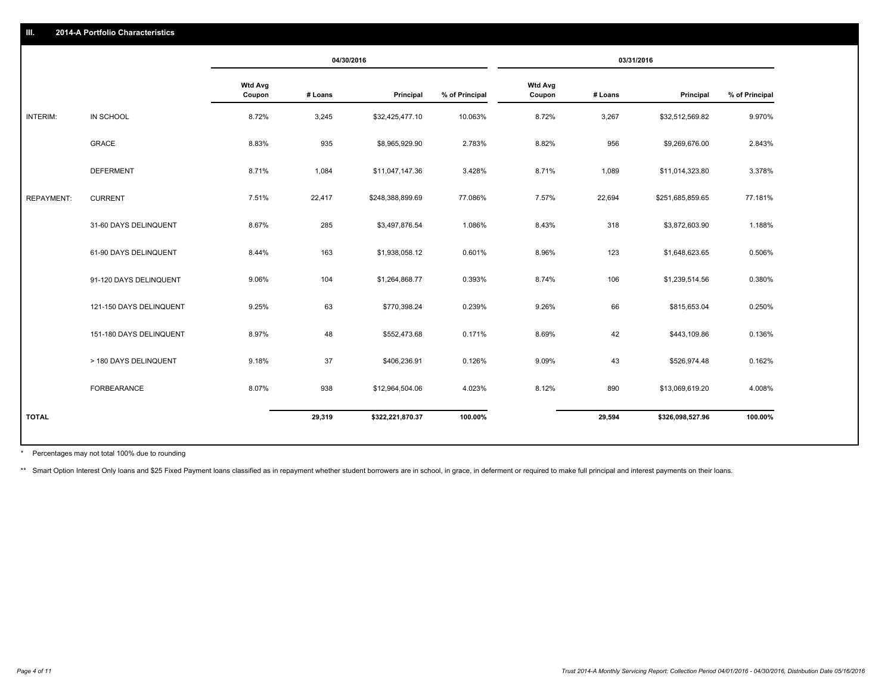## III. 2014-A Portfolio Characteristics

| | | 04/30/2016 | | | | 03/31/2016 | | | |
|---|---|---|---|---|---|---|---|---|---|
| | | Wtd Avg Coupon | # Loans | Principal | % of Principal | Wtd Avg Coupon | # Loans | Principal | % of Principal |
| INTERIM: | IN SCHOOL | 8.72% | 3,245 | $32,425,477.10 | 10.063% | 8.72% | 3,267 | $32,512,569.82 | 9.970% |
| | GRACE | 8.83% | 935 | $8,965,929.90 | 2.783% | 8.82% | 956 | $9,269,676.00 | 2.843% |
| | DEFERMENT | 8.71% | 1,084 | $11,047,147.36 | 3.428% | 8.71% | 1,089 | $11,014,323.80 | 3.378% |
| REPAYMENT: | CURRENT | 7.51% | 22,417 | $248,388,899.69 | 77.086% | 7.57% | 22,694 | $251,685,859.65 | 77.181% |
| | 31-60 DAYS DELINQUENT | 8.67% | 285 | $3,497,876.54 | 1.086% | 8.43% | 318 | $3,872,603.90 | 1.188% |
| | 61-90 DAYS DELINQUENT | 8.44% | 163 | $1,938,058.12 | 0.601% | 8.96% | 123 | $1,648,623.65 | 0.506% |
| | 91-120 DAYS DELINQUENT | 9.06% | 104 | $1,264,868.77 | 0.393% | 8.74% | 106 | $1,239,514.56 | 0.380% |
| | 121-150 DAYS DELINQUENT | 9.25% | 63 | $770,398.24 | 0.239% | 9.26% | 66 | $815,653.04 | 0.250% |
| | 151-180 DAYS DELINQUENT | 8.97% | 48 | $552,473.68 | 0.171% | 8.69% | 42 | $443,109.86 | 0.136% |
| | > 180 DAYS DELINQUENT | 9.18% | 37 | $406,236.91 | 0.126% | 9.09% | 43 | $526,974.48 | 0.162% |
| | FORBEARANCE | 8.07% | 938 | $12,964,504.06 | 4.023% | 8.12% | 890 | $13,069,619.20 | 4.008% |
| **TOTAL** | | | **29,319** | **$322,221,870.37** | **100.00%** | | **29,594** | **$326,098,527.96** | **100.00%** |

* Percentages may not total 100% due to rounding

** Smart Option Interest Only loans and $25 Fixed Payment loans classified as in repayment whether student borrowers are in school, in grace, in deferment or required to make full principal and interest payments on their loans.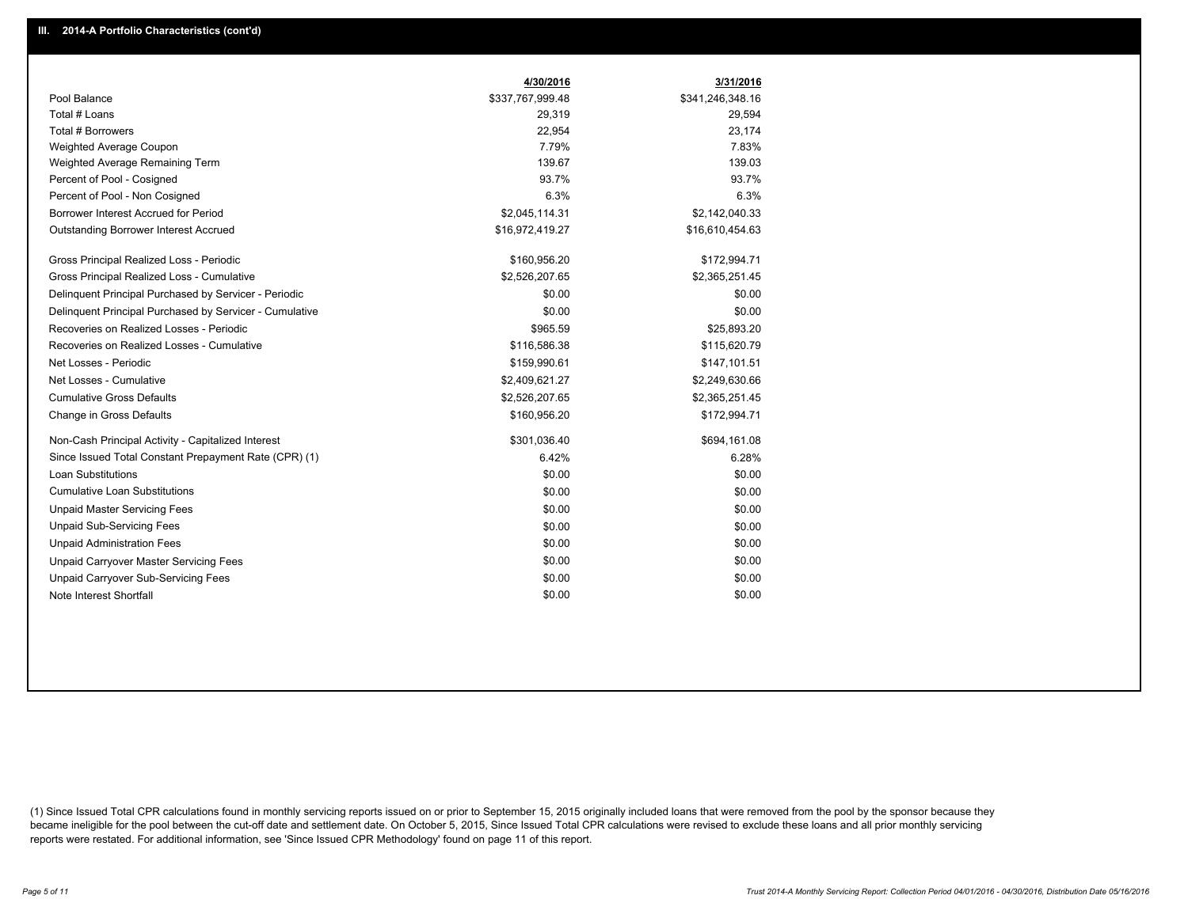## III. 2014-A Portfolio Characteristics (cont'd)

| | 4/30/2016 | 3/31/2016 |
|---|---|---|
| Pool Balance | $337,767,999.48 | $341,246,348.16 |
| Total # Loans | 29,319 | 29,594 |
| Total # Borrowers | 22,954 | 23,174 |
| Weighted Average Coupon | 7.79% | 7.83% |
| Weighted Average Remaining Term | 139.67 | 139.03 |
| Percent of Pool - Cosigned | 93.7% | 93.7% |
| Percent of Pool - Non Cosigned | 6.3% | 6.3% |
| Borrower Interest Accrued for Period | $2,045,114.31 | $2,142,040.33 |
| Outstanding Borrower Interest Accrued | $16,972,419.27 | $16,610,454.63 |
| Gross Principal Realized Loss - Periodic | $160,956.20 | $172,994.71 |
| Gross Principal Realized Loss - Cumulative | $2,526,207.65 | $2,365,251.45 |
| Delinquent Principal Purchased by Servicer - Periodic | $0.00 | $0.00 |
| Delinquent Principal Purchased by Servicer - Cumulative | $0.00 | $0.00 |
| Recoveries on Realized Losses - Periodic | $965.59 | $25,893.20 |
| Recoveries on Realized Losses - Cumulative | $116,586.38 | $115,620.79 |
| Net Losses - Periodic | $159,990.61 | $147,101.51 |
| Net Losses - Cumulative | $2,409,621.27 | $2,249,630.66 |
| Cumulative Gross Defaults | $2,526,207.65 | $2,365,251.45 |
| Change in Gross Defaults | $160,956.20 | $172,994.71 |
| Non-Cash Principal Activity - Capitalized Interest | $301,036.40 | $694,161.08 |
| Since Issued Total Constant Prepayment Rate (CPR) (1) | 6.42% | 6.28% |
| Loan Substitutions | $0.00 | $0.00 |
| Cumulative Loan Substitutions | $0.00 | $0.00 |
| Unpaid Master Servicing Fees | $0.00 | $0.00 |
| Unpaid Sub-Servicing Fees | $0.00 | $0.00 |
| Unpaid Administration Fees | $0.00 | $0.00 |
| Unpaid Carryover Master Servicing Fees | $0.00 | $0.00 |
| Unpaid Carryover Sub-Servicing Fees | $0.00 | $0.00 |
| Note Interest Shortfall | $0.00 | $0.00 |

(1) Since Issued Total CPR calculations found in monthly servicing reports issued on or prior to September 15, 2015 originally included loans that were removed from the pool by the sponsor because they became ineligible for the pool between the cut-off date and settlement date. On October 5, 2015, Since Issued Total CPR calculations were revised to exclude these loans and all prior monthly servicing reports were restated. For additional information, see 'Since Issued CPR Methodology' found on page 11 of this report.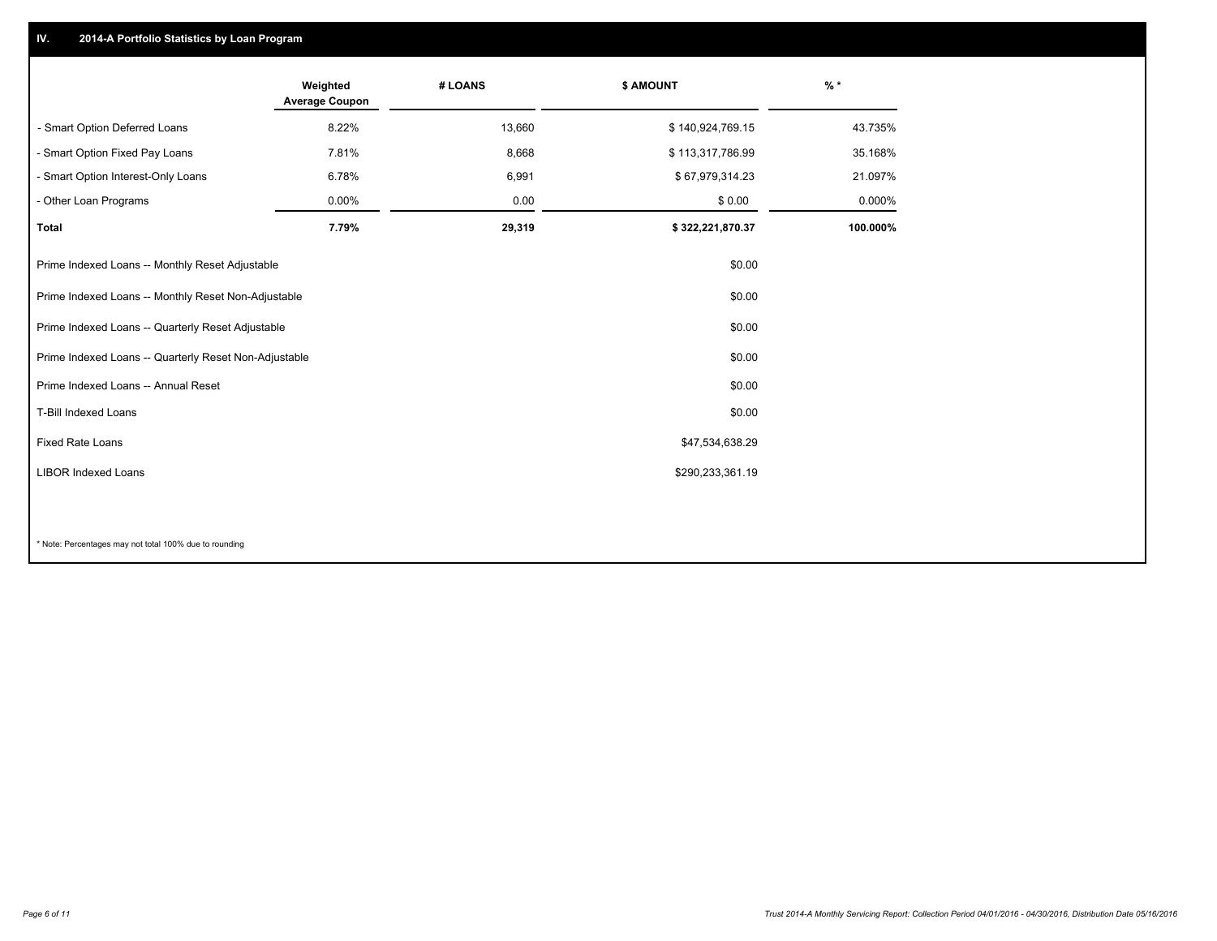## IV. 2014-A Portfolio Statistics by Loan Program

| | Weighted Average Coupon | # LOANS | $ AMOUNT | % * |
|---|---|---|---|---|
| - Smart Option Deferred Loans | 8.22% | 13,660 | $ 140,924,769.15 | 43.735% |
| - Smart Option Fixed Pay Loans | 7.81% | 8,668 | $ 113,317,786.99 | 35.168% |
| - Smart Option Interest-Only Loans | 6.78% | 6,991 | $ 67,979,314.23 | 21.097% |
| - Other Loan Programs | 0.00% | 0.00 | $ 0.00 | 0.000% |
| **Total** | **7.79%** | **29,319** | **$ 322,221,870.37** | **100.000%** |

| | $ AMOUNT |
|---|---|
| Prime Indexed Loans -- Monthly Reset Adjustable | $0.00 |
| Prime Indexed Loans -- Monthly Reset Non-Adjustable | $0.00 |
| Prime Indexed Loans -- Quarterly Reset Adjustable | $0.00 |
| Prime Indexed Loans -- Quarterly Reset Non-Adjustable | $0.00 |
| Prime Indexed Loans -- Annual Reset | $0.00 |
| T-Bill Indexed Loans | $0.00 |
| Fixed Rate Loans | $47,534,638.29 |
| LIBOR Indexed Loans | $290,233,361.19 |

* Note: Percentages may not total 100% due to rounding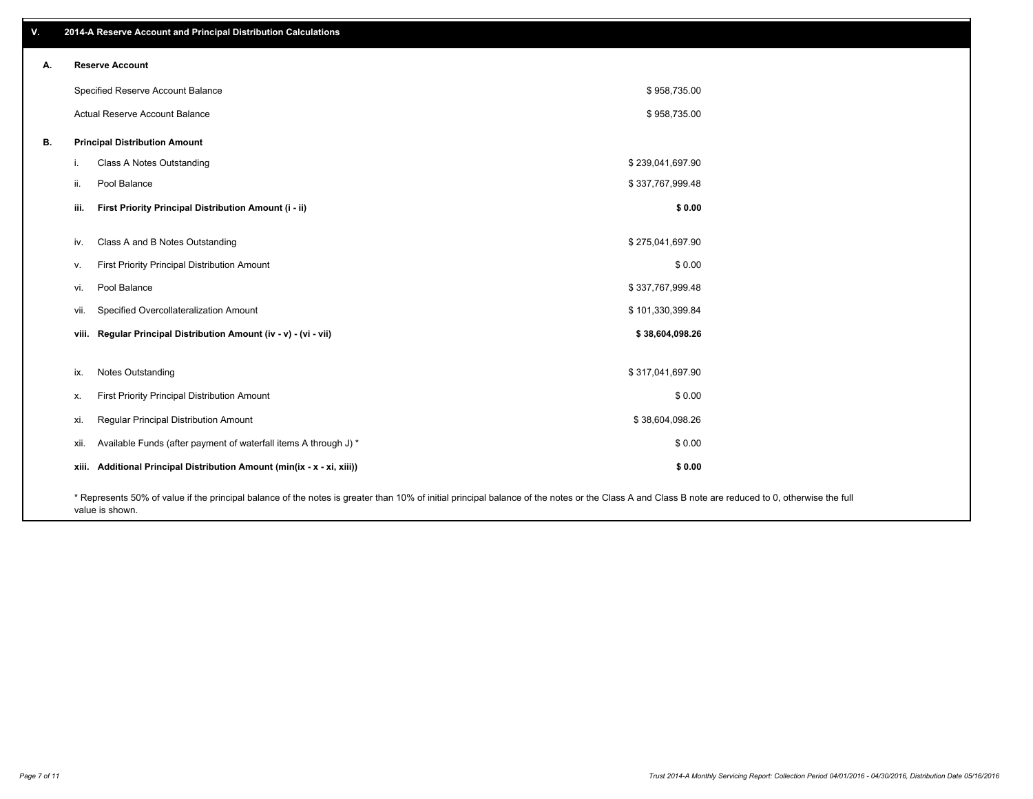## V. 2014-A Reserve Account and Principal Distribution Calculations

### A. Reserve Account

| | |
|---|---|
| Specified Reserve Account Balance | $ 958,735.00 |
| Actual Reserve Account Balance | $ 958,735.00 |

### B. Principal Distribution Amount

| | | |
|---|---|---|
| i. | Class A Notes Outstanding | $ 239,041,697.90 |
| ii. | Pool Balance | $ 337,767,999.48 |
| **iii.** | **First Priority Principal Distribution Amount (i - ii)** | **$ 0.00** |
| iv. | Class A and B Notes Outstanding | $ 275,041,697.90 |
| v. | First Priority Principal Distribution Amount | $ 0.00 |
| vi. | Pool Balance | $ 337,767,999.48 |
| vii. | Specified Overcollateralization Amount | $ 101,330,399.84 |
| **viii.** | **Regular Principal Distribution Amount (iv - v) - (vi - vii)** | **$ 38,604,098.26** |
| ix. | Notes Outstanding | $ 317,041,697.90 |
| x. | First Priority Principal Distribution Amount | $ 0.00 |
| xi. | Regular Principal Distribution Amount | $ 38,604,098.26 |
| xii. | Available Funds (after payment of waterfall items A through J) * | $ 0.00 |
| **xiii.** | **Additional Principal Distribution Amount (min(ix - x - xi, xiii))** | **$ 0.00** |

* Represents 50% of value if the principal balance of the notes is greater than 10% of initial principal balance of the notes or the Class A and Class B note are reduced to 0, otherwise the full value is shown.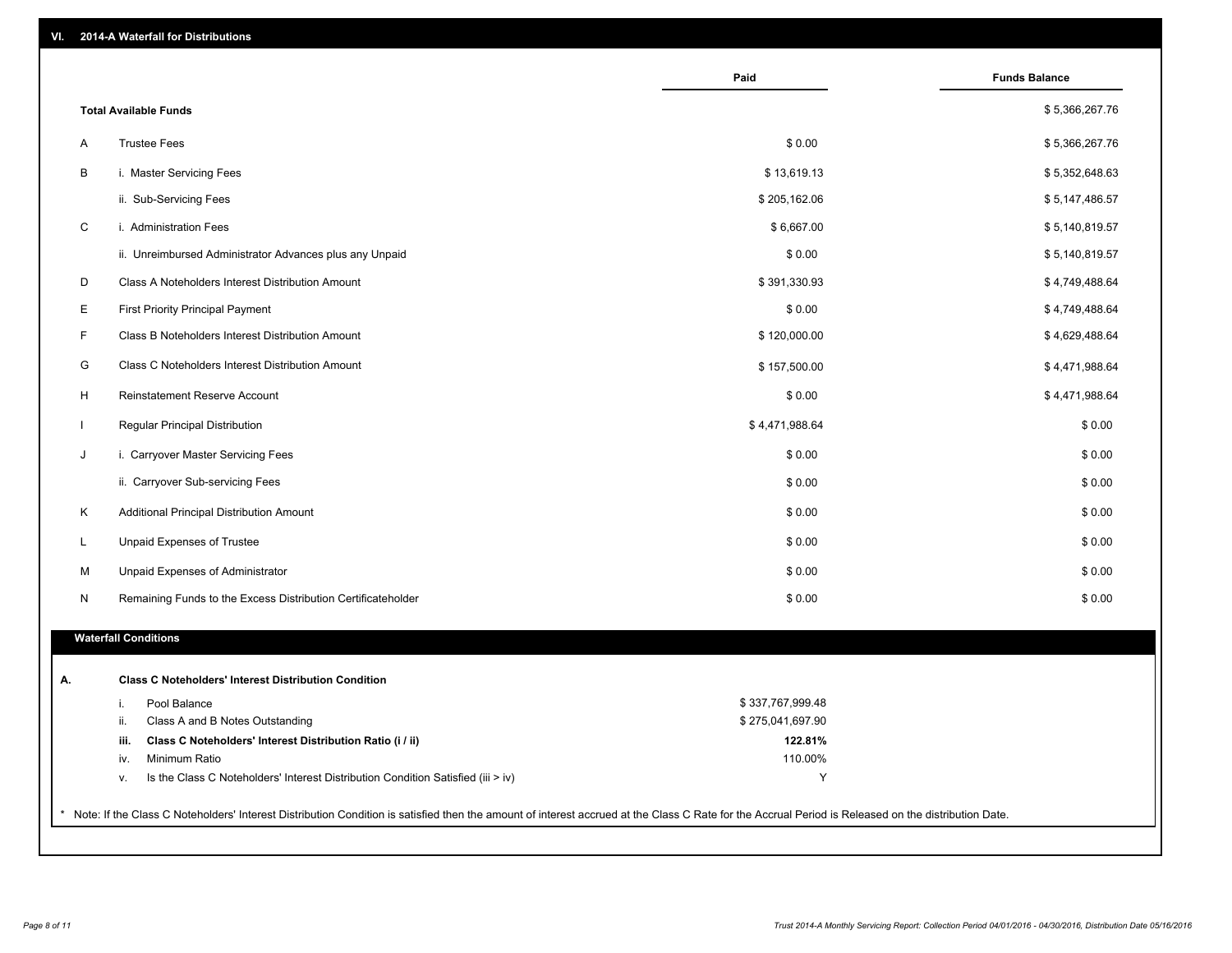## VI. 2014-A Waterfall for Distributions

| | | Paid | Funds Balance |
|---|---|---|---|
| | **Total Available Funds** | | $ 5,366,267.76 |
| A | Trustee Fees | $ 0.00 | $ 5,366,267.76 |
| B | i. Master Servicing Fees | $ 13,619.13 | $ 5,352,648.63 |
| | ii. Sub-Servicing Fees | $ 205,162.06 | $ 5,147,486.57 |
| C | i. Administration Fees | $ 6,667.00 | $ 5,140,819.57 |
| | ii. Unreimbursed Administrator Advances plus any Unpaid | $ 0.00 | $ 5,140,819.57 |
| D | Class A Noteholders Interest Distribution Amount | $ 391,330.93 | $ 4,749,488.64 |
| E | First Priority Principal Payment | $ 0.00 | $ 4,749,488.64 |
| F | Class B Noteholders Interest Distribution Amount | $ 120,000.00 | $ 4,629,488.64 |
| G | Class C Noteholders Interest Distribution Amount | $ 157,500.00 | $ 4,471,988.64 |
| H | Reinstatement Reserve Account | $ 0.00 | $ 4,471,988.64 |
| I | Regular Principal Distribution | $ 4,471,988.64 | $ 0.00 |
| J | i. Carryover Master Servicing Fees | $ 0.00 | $ 0.00 |
| | ii. Carryover Sub-servicing Fees | $ 0.00 | $ 0.00 |
| K | Additional Principal Distribution Amount | $ 0.00 | $ 0.00 |
| L | Unpaid Expenses of Trustee | $ 0.00 | $ 0.00 |
| M | Unpaid Expenses of Administrator | $ 0.00 | $ 0.00 |
| N | Remaining Funds to the Excess Distribution Certificateholder | $ 0.00 | $ 0.00 |

### Waterfall Conditions

**A. Class C Noteholders' Interest Distribution Condition**

| | | |
|---|---|---|
| i. | Pool Balance | $ 337,767,999.48 |
| ii. | Class A and B Notes Outstanding | $ 275,041,697.90 |
| **iii.** | **Class C Noteholders' Interest Distribution Ratio (i / ii)** | **122.81%** |
| iv. | Minimum Ratio | 110.00% |
| v. | Is the Class C Noteholders' Interest Distribution Condition Satisfied (iii > iv) | Y |

* Note: If the Class C Noteholders' Interest Distribution Condition is satisfied then the amount of interest accrued at the Class C Rate for the Accrual Period is Released on the distribution Date.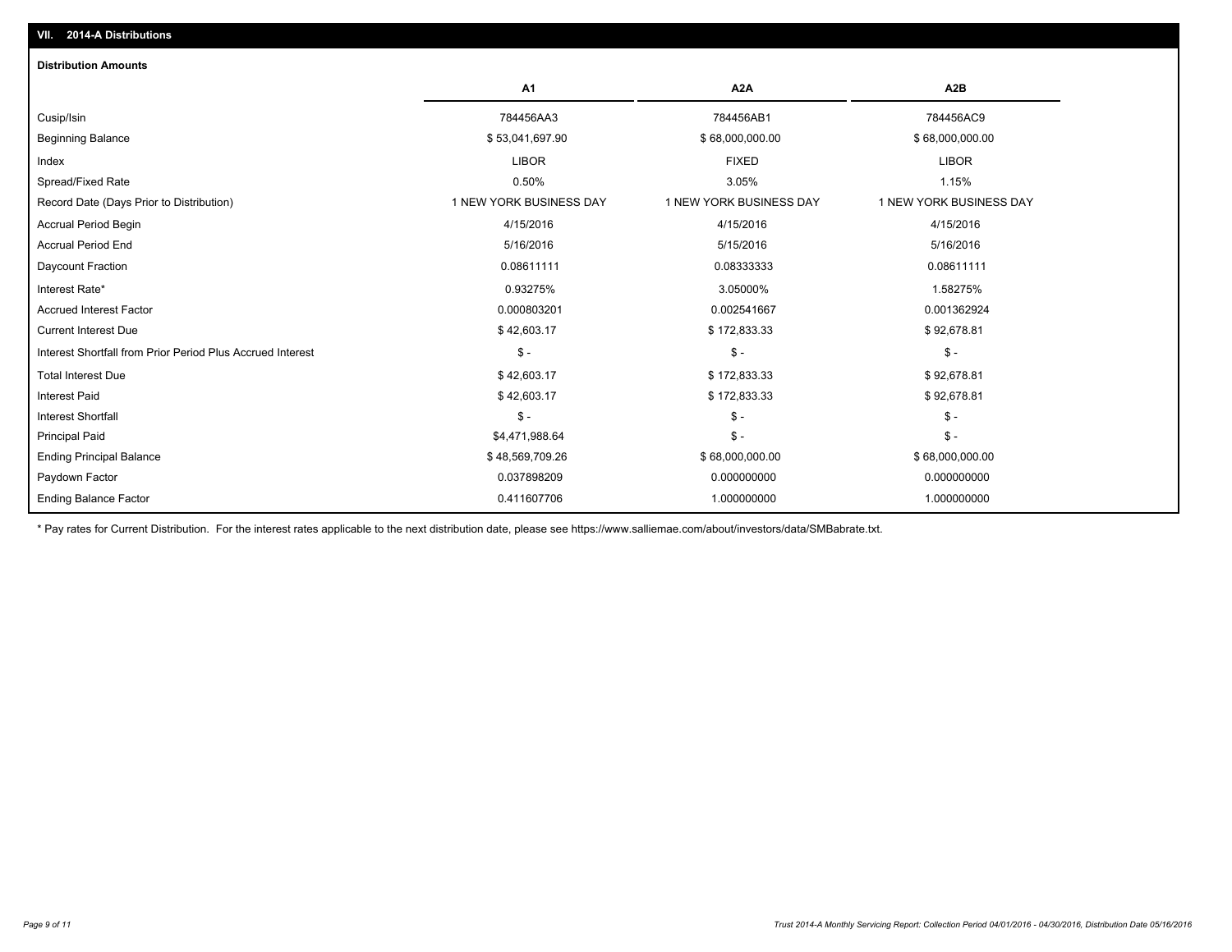## VII. 2014-A Distributions

### Distribution Amounts

| | A1 | A2A | A2B |
|---|---|---|---|
| Cusip/Isin | 784456AA3 | 784456AB1 | 784456AC9 |
| Beginning Balance | $ 53,041,697.90 | $ 68,000,000.00 | $ 68,000,000.00 |
| Index | LIBOR | FIXED | LIBOR |
| Spread/Fixed Rate | 0.50% | 3.05% | 1.15% |
| Record Date (Days Prior to Distribution) | 1 NEW YORK BUSINESS DAY | 1 NEW YORK BUSINESS DAY | 1 NEW YORK BUSINESS DAY |
| Accrual Period Begin | 4/15/2016 | 4/15/2016 | 4/15/2016 |
| Accrual Period End | 5/16/2016 | 5/15/2016 | 5/16/2016 |
| Daycount Fraction | 0.08611111 | 0.08333333 | 0.08611111 |
| Interest Rate* | 0.93275% | 3.05000% | 1.58275% |
| Accrued Interest Factor | 0.000803201 | 0.002541667 | 0.001362924 |
| Current Interest Due | $ 42,603.17 | $ 172,833.33 | $ 92,678.81 |
| Interest Shortfall from Prior Period Plus Accrued Interest | $ - | $ - | $ - |
| Total Interest Due | $ 42,603.17 | $ 172,833.33 | $ 92,678.81 |
| Interest Paid | $ 42,603.17 | $ 172,833.33 | $ 92,678.81 |
| Interest Shortfall | $ - | $ - | $ - |
| Principal Paid | $4,471,988.64 | $ - | $ - |
| Ending Principal Balance | $ 48,569,709.26 | $ 68,000,000.00 | $ 68,000,000.00 |
| Paydown Factor | 0.037898209 | 0.000000000 | 0.000000000 |
| Ending Balance Factor | 0.411607706 | 1.000000000 | 1.000000000 |

* Pay rates for Current Distribution. For the interest rates applicable to the next distribution date, please see https://www.salliemae.com/about/investors/data/SMBabrate.txt.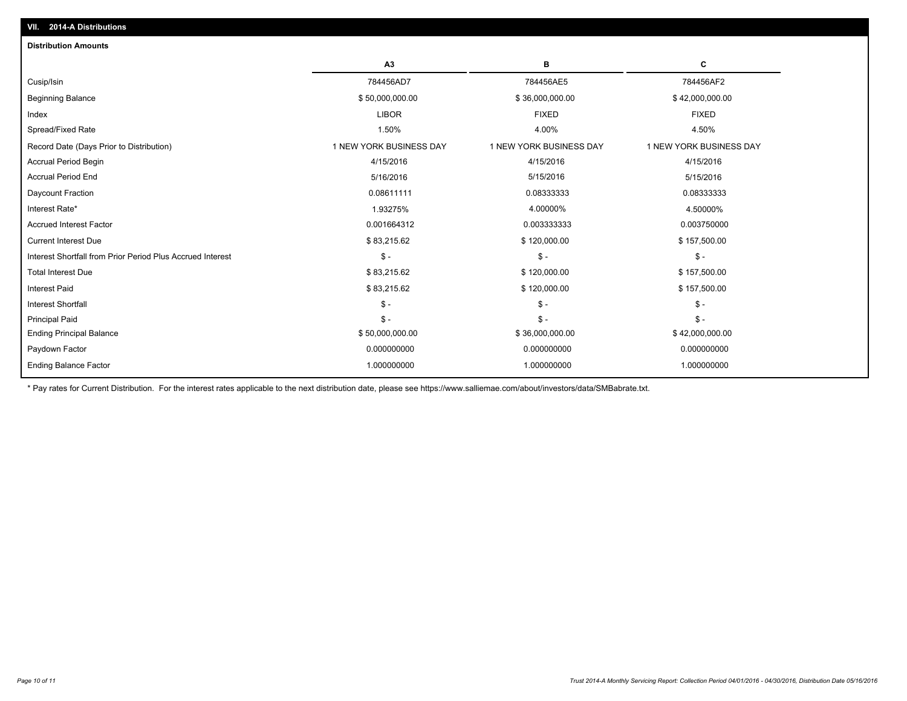## VII. 2014-A Distributions

### Distribution Amounts

| | A3 | B | C |
|---|---|---|---|
| Cusip/Isin | 784456AD7 | 784456AE5 | 784456AF2 |
| Beginning Balance | $ 50,000,000.00 | $ 36,000,000.00 | $ 42,000,000.00 |
| Index | LIBOR | FIXED | FIXED |
| Spread/Fixed Rate | 1.50% | 4.00% | 4.50% |
| Record Date (Days Prior to Distribution) | 1 NEW YORK BUSINESS DAY | 1 NEW YORK BUSINESS DAY | 1 NEW YORK BUSINESS DAY |
| Accrual Period Begin | 4/15/2016 | 4/15/2016 | 4/15/2016 |
| Accrual Period End | 5/16/2016 | 5/15/2016 | 5/15/2016 |
| Daycount Fraction | 0.08611111 | 0.08333333 | 0.08333333 |
| Interest Rate* | 1.93275% | 4.00000% | 4.50000% |
| Accrued Interest Factor | 0.001664312 | 0.003333333 | 0.003750000 |
| Current Interest Due | $ 83,215.62 | $ 120,000.00 | $ 157,500.00 |
| Interest Shortfall from Prior Period Plus Accrued Interest | $ - | $ - | $ - |
| Total Interest Due | $ 83,215.62 | $ 120,000.00 | $ 157,500.00 |
| Interest Paid | $ 83,215.62 | $ 120,000.00 | $ 157,500.00 |
| Interest Shortfall | $ - | $ - | $ - |
| Principal Paid | $ - | $ - | $ - |
| Ending Principal Balance | $ 50,000,000.00 | $ 36,000,000.00 | $ 42,000,000.00 |
| Paydown Factor | 0.000000000 | 0.000000000 | 0.000000000 |
| Ending Balance Factor | 1.000000000 | 1.000000000 | 1.000000000 |

\* Pay rates for Current Distribution. For the interest rates applicable to the next distribution date, please see https://www.salliemae.com/about/investors/data/SMBabrate.txt.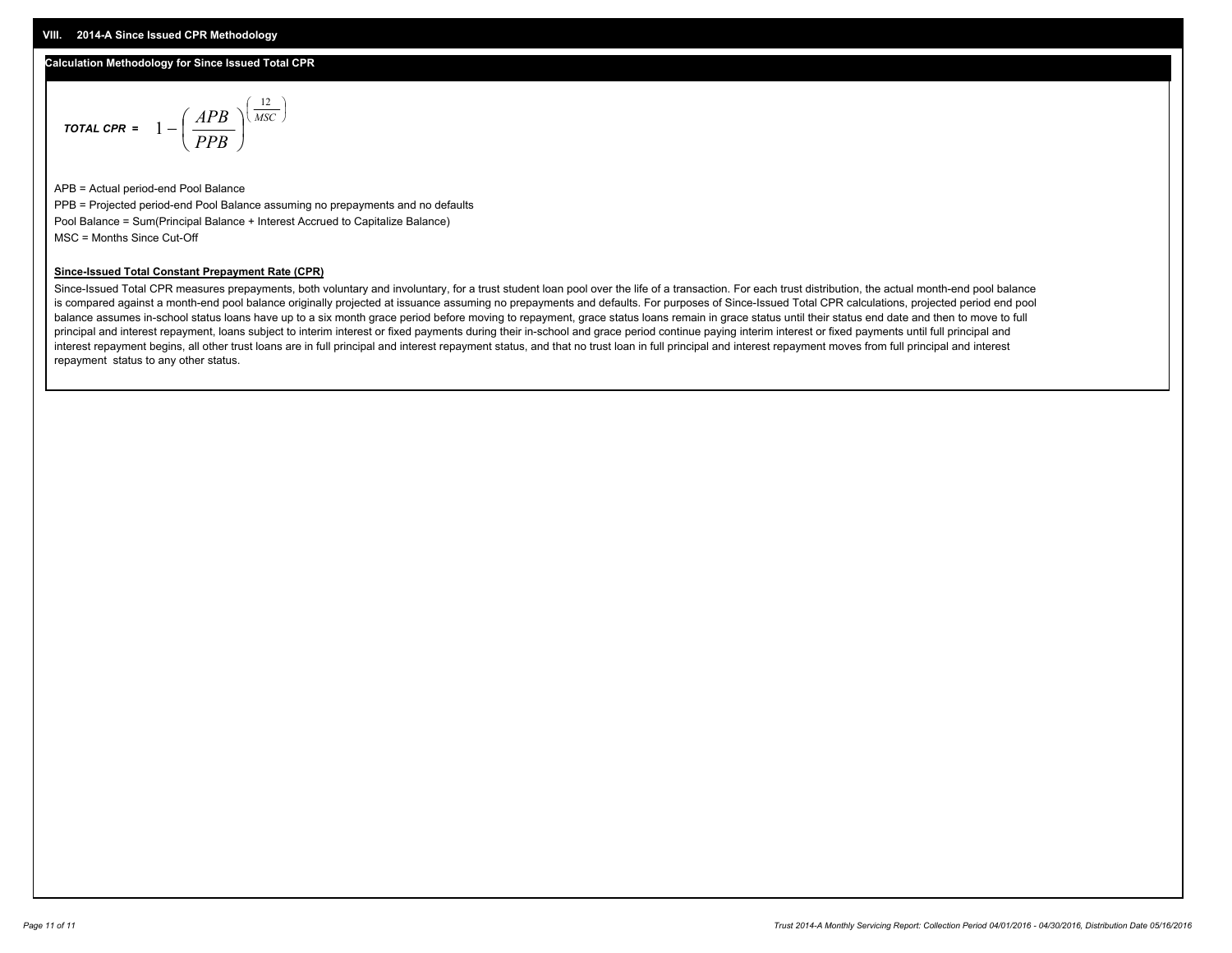## VIII. 2014-A Since Issued CPR Methodology

### Calculation Methodology for Since Issued Total CPR

$$\textbf{TOTAL CPR} = 1 - \left(\frac{APB}{PPB}\right)^{\left(\frac{12}{MSC}\right)}$$

APB = Actual period-end Pool Balance

PPB = Projected period-end Pool Balance assuming no prepayments and no defaults

Pool Balance = Sum(Principal Balance + Interest Accrued to Capitalize Balance)

MSC = Months Since Cut-Off

**Since-Issued Total Constant Prepayment Rate (CPR)**

Since-Issued Total CPR measures prepayments, both voluntary and involuntary, for a trust student loan pool over the life of a transaction. For each trust distribution, the actual month-end pool balance is compared against a month-end pool balance originally projected at issuance assuming no prepayments and defaults. For purposes of Since-Issued Total CPR calculations, projected period end pool balance assumes in-school status loans have up to a six month grace period before moving to repayment, grace status loans remain in grace status until their status end date and then to move to full principal and interest repayment, loans subject to interim interest or fixed payments during their in-school and grace period continue paying interim interest or fixed payments until full principal and interest repayment begins, all other trust loans are in full principal and interest repayment status, and that no trust loan in full principal and interest repayment moves from full principal and interest repayment status to any other status.